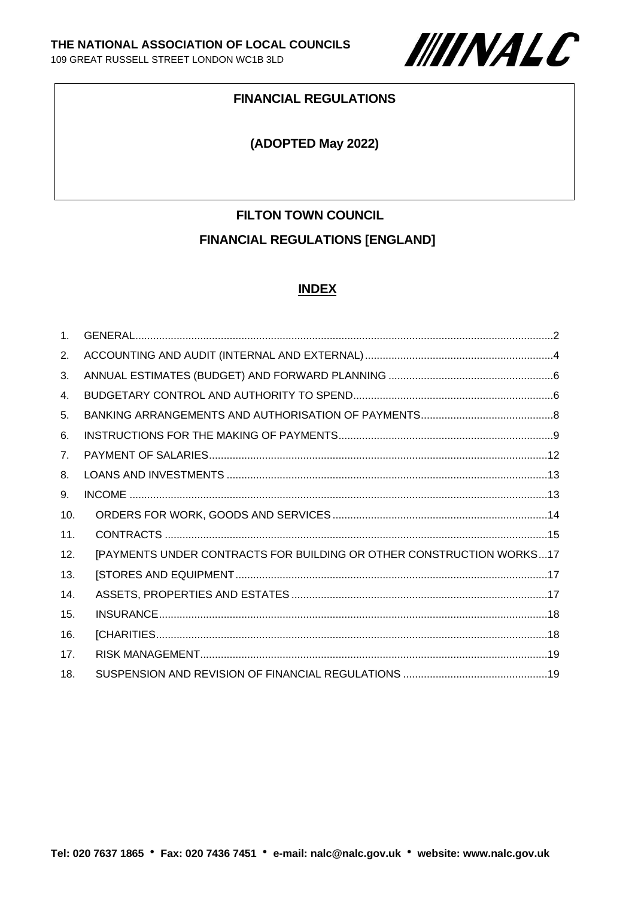**THE NATIONAL ASSOCIATION OF LOCAL COUNCILS**
109 GREAT RUSSELL STREET LONDON WC1B 3LD

**NALC**

# FINANCIAL REGULATIONS

## (ADOPTED May 2022)

# FILTON TOWN COUNCIL

# FINANCIAL REGULATIONS [ENGLAND]

## INDEX

1. GENERAL....2
2. ACCOUNTING AND AUDIT (INTERNAL AND EXTERNAL)....4
3. ANNUAL ESTIMATES (BUDGET) AND FORWARD PLANNING....6
4. BUDGETARY CONTROL AND AUTHORITY TO SPEND....6
5. BANKING ARRANGEMENTS AND AUTHORISATION OF PAYMENTS....8
6. INSTRUCTIONS FOR THE MAKING OF PAYMENTS....9
7. PAYMENT OF SALARIES....12
8. LOANS AND INVESTMENTS....13
9. INCOME....13
10. ORDERS FOR WORK, GOODS AND SERVICES....14
11. CONTRACTS....15
12. [PAYMENTS UNDER CONTRACTS FOR BUILDING OR OTHER CONSTRUCTION WORKS...17
13. [STORES AND EQUIPMENT....17
14. ASSETS, PROPERTIES AND ESTATES....17
15. INSURANCE....18
16. [CHARITIES....18
17. RISK MANAGEMENT....19
18. SUSPENSION AND REVISION OF FINANCIAL REGULATIONS....19

**Tel: 020 7637 1865 • Fax: 020 7436 7451 • e-mail: nalc@nalc.gov.uk • website: www.nalc.gov.uk**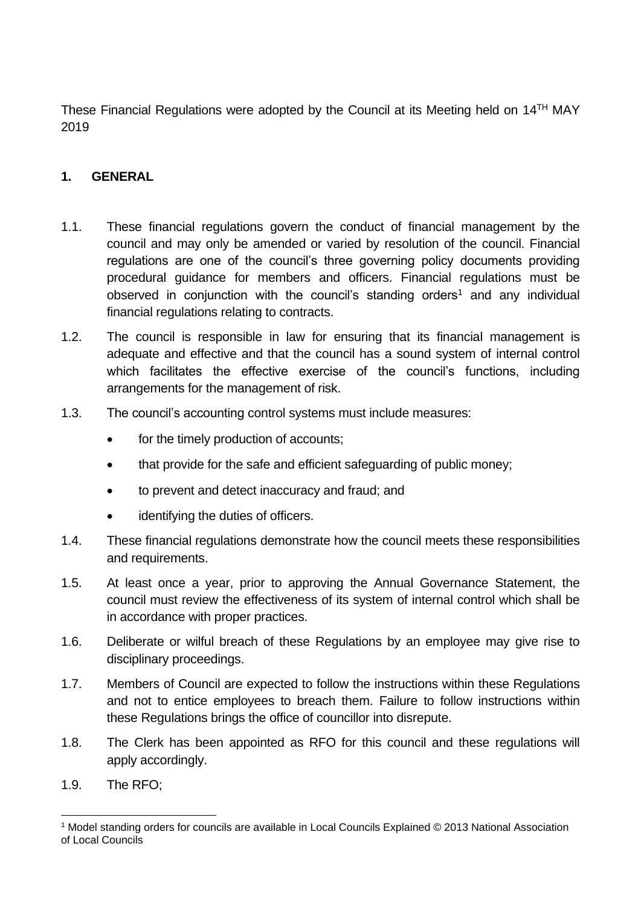These Financial Regulations were adopted by the Council at its Meeting held on 14TH MAY 2019

## 1. GENERAL

1.1. These financial regulations govern the conduct of financial management by the council and may only be amended or varied by resolution of the council. Financial regulations are one of the council's three governing policy documents providing procedural guidance for members and officers. Financial regulations must be observed in conjunction with the council's standing orders[1] and any individual financial regulations relating to contracts.

1.2. The council is responsible in law for ensuring that its financial management is adequate and effective and that the council has a sound system of internal control which facilitates the effective exercise of the council's functions, including arrangements for the management of risk.

1.3. The council's accounting control systems must include measures:

- for the timely production of accounts;
- that provide for the safe and efficient safeguarding of public money;
- to prevent and detect inaccuracy and fraud; and
- identifying the duties of officers.

1.4. These financial regulations demonstrate how the council meets these responsibilities and requirements.

1.5. At least once a year, prior to approving the Annual Governance Statement, the council must review the effectiveness of its system of internal control which shall be in accordance with proper practices.

1.6. Deliberate or wilful breach of these Regulations by an employee may give rise to disciplinary proceedings.

1.7. Members of Council are expected to follow the instructions within these Regulations and not to entice employees to breach them. Failure to follow instructions within these Regulations brings the office of councillor into disrepute.

1.8. The Clerk has been appointed as RFO for this council and these regulations will apply accordingly.

1.9. The RFO;

[1] Model standing orders for councils are available in Local Councils Explained © 2013 National Association of Local Councils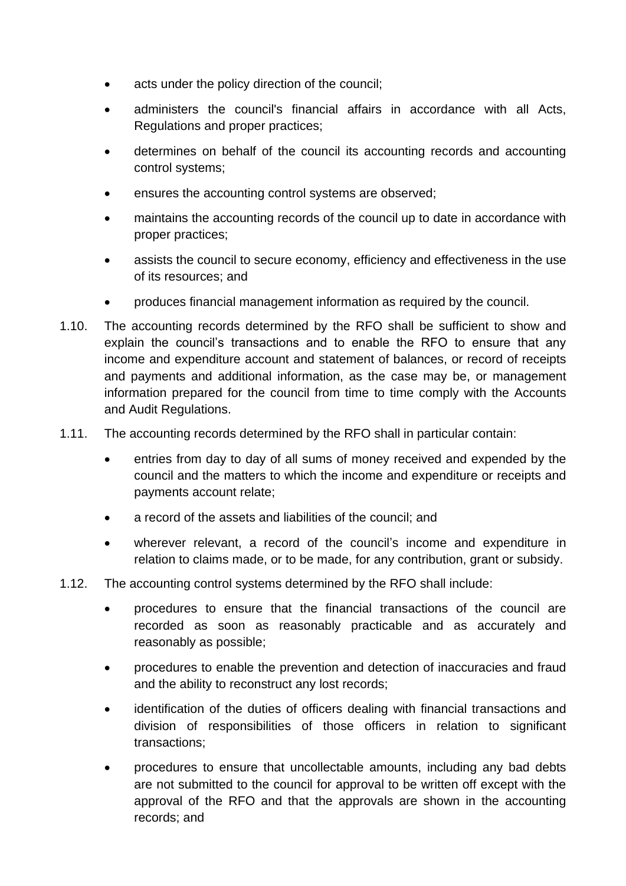- acts under the policy direction of the council;
- administers the council's financial affairs in accordance with all Acts, Regulations and proper practices;
- determines on behalf of the council its accounting records and accounting control systems;
- ensures the accounting control systems are observed;
- maintains the accounting records of the council up to date in accordance with proper practices;
- assists the council to secure economy, efficiency and effectiveness in the use of its resources; and
- produces financial management information as required by the council.

1.10. The accounting records determined by the RFO shall be sufficient to show and explain the council's transactions and to enable the RFO to ensure that any income and expenditure account and statement of balances, or record of receipts and payments and additional information, as the case may be, or management information prepared for the council from time to time comply with the Accounts and Audit Regulations.

1.11. The accounting records determined by the RFO shall in particular contain:

- entries from day to day of all sums of money received and expended by the council and the matters to which the income and expenditure or receipts and payments account relate;
- a record of the assets and liabilities of the council; and
- wherever relevant, a record of the council's income and expenditure in relation to claims made, or to be made, for any contribution, grant or subsidy.

1.12. The accounting control systems determined by the RFO shall include:

- procedures to ensure that the financial transactions of the council are recorded as soon as reasonably practicable and as accurately and reasonably as possible;
- procedures to enable the prevention and detection of inaccuracies and fraud and the ability to reconstruct any lost records;
- identification of the duties of officers dealing with financial transactions and division of responsibilities of those officers in relation to significant transactions;
- procedures to ensure that uncollectable amounts, including any bad debts are not submitted to the council for approval to be written off except with the approval of the RFO and that the approvals are shown in the accounting records; and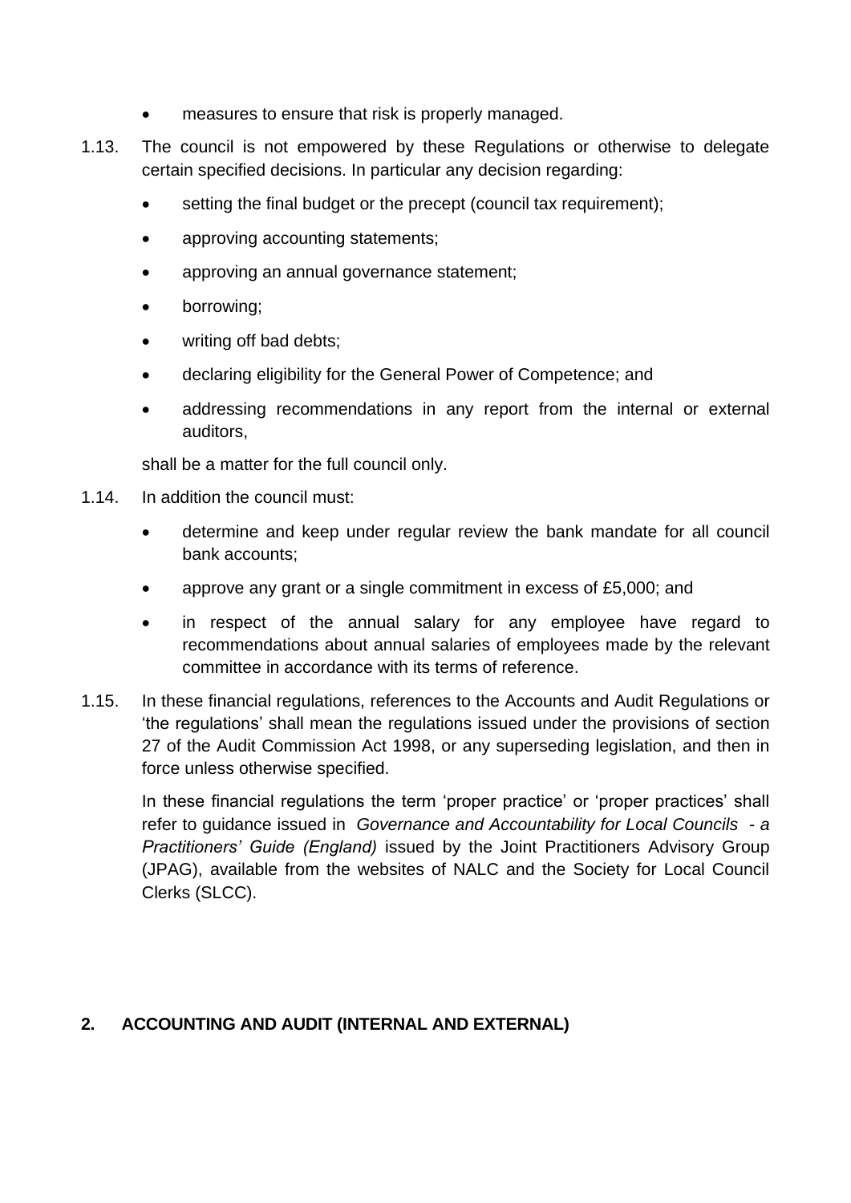- measures to ensure that risk is properly managed.

1.13. The council is not empowered by these Regulations or otherwise to delegate certain specified decisions. In particular any decision regarding:

- setting the final budget or the precept (council tax requirement);
- approving accounting statements;
- approving an annual governance statement;
- borrowing;
- writing off bad debts;
- declaring eligibility for the General Power of Competence; and
- addressing recommendations in any report from the internal or external auditors,

shall be a matter for the full council only.

1.14. In addition the council must:

- determine and keep under regular review the bank mandate for all council bank accounts;
- approve any grant or a single commitment in excess of £5,000; and
- in respect of the annual salary for any employee have regard to recommendations about annual salaries of employees made by the relevant committee in accordance with its terms of reference.

1.15. In these financial regulations, references to the Accounts and Audit Regulations or 'the regulations' shall mean the regulations issued under the provisions of section 27 of the Audit Commission Act 1998, or any superseding legislation, and then in force unless otherwise specified.

In these financial regulations the term 'proper practice' or 'proper practices' shall refer to guidance issued in *Governance and Accountability for Local Councils - a Practitioners' Guide (England)* issued by the Joint Practitioners Advisory Group (JPAG), available from the websites of NALC and the Society for Local Council Clerks (SLCC).

## 2. ACCOUNTING AND AUDIT (INTERNAL AND EXTERNAL)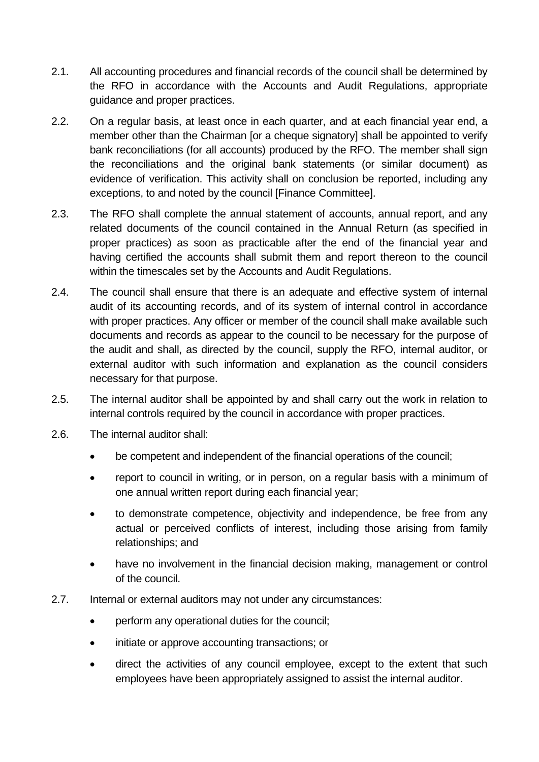2.1. All accounting procedures and financial records of the council shall be determined by the RFO in accordance with the Accounts and Audit Regulations, appropriate guidance and proper practices.

2.2. On a regular basis, at least once in each quarter, and at each financial year end, a member other than the Chairman [or a cheque signatory] shall be appointed to verify bank reconciliations (for all accounts) produced by the RFO. The member shall sign the reconciliations and the original bank statements (or similar document) as evidence of verification. This activity shall on conclusion be reported, including any exceptions, to and noted by the council [Finance Committee].

2.3. The RFO shall complete the annual statement of accounts, annual report, and any related documents of the council contained in the Annual Return (as specified in proper practices) as soon as practicable after the end of the financial year and having certified the accounts shall submit them and report thereon to the council within the timescales set by the Accounts and Audit Regulations.

2.4. The council shall ensure that there is an adequate and effective system of internal audit of its accounting records, and of its system of internal control in accordance with proper practices. Any officer or member of the council shall make available such documents and records as appear to the council to be necessary for the purpose of the audit and shall, as directed by the council, supply the RFO, internal auditor, or external auditor with such information and explanation as the council considers necessary for that purpose.

2.5. The internal auditor shall be appointed by and shall carry out the work in relation to internal controls required by the council in accordance with proper practices.

2.6. The internal auditor shall:

- be competent and independent of the financial operations of the council;
- report to council in writing, or in person, on a regular basis with a minimum of one annual written report during each financial year;
- to demonstrate competence, objectivity and independence, be free from any actual or perceived conflicts of interest, including those arising from family relationships; and
- have no involvement in the financial decision making, management or control of the council.

2.7. Internal or external auditors may not under any circumstances:

- perform any operational duties for the council;
- initiate or approve accounting transactions; or
- direct the activities of any council employee, except to the extent that such employees have been appropriately assigned to assist the internal auditor.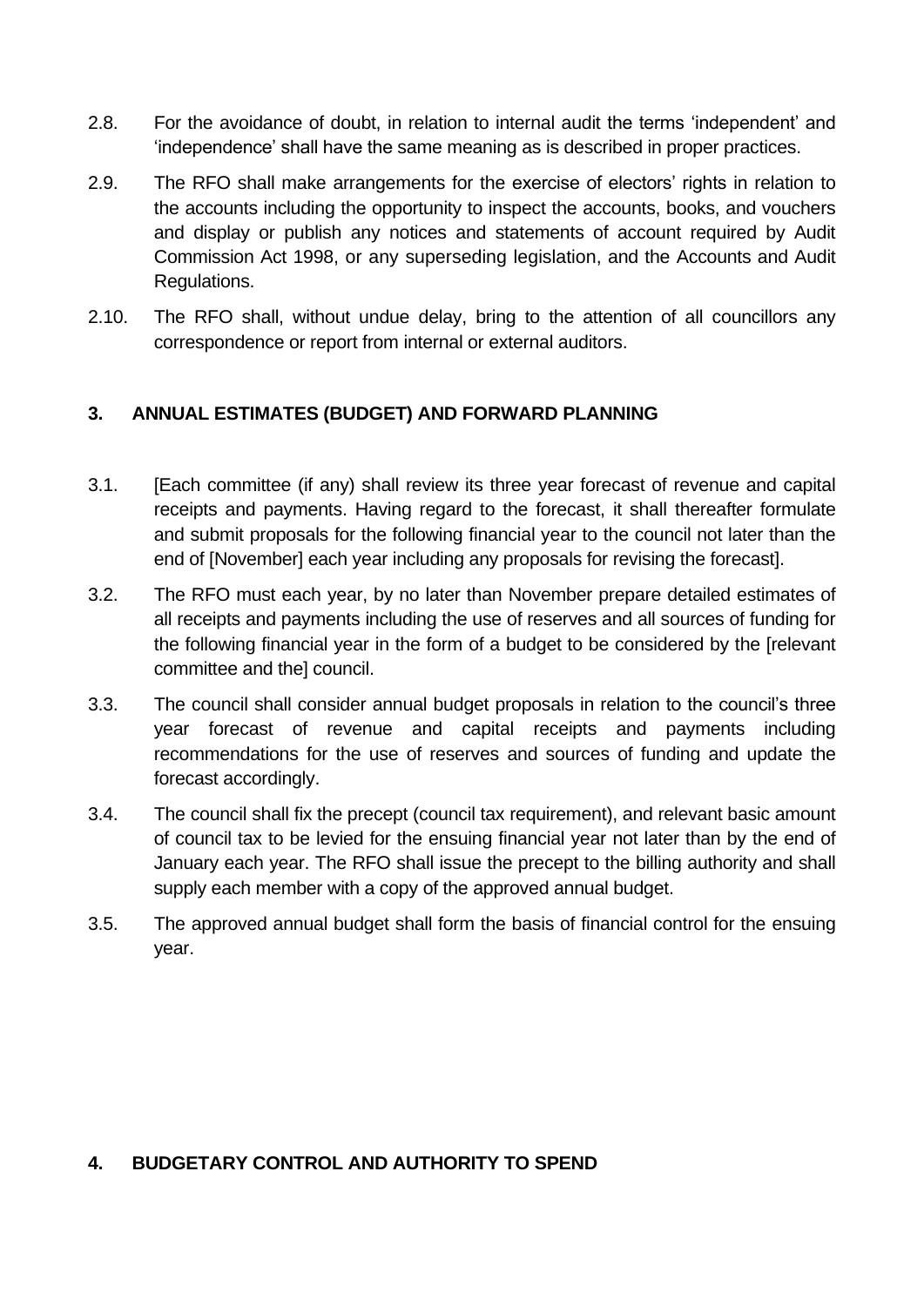2.8. For the avoidance of doubt, in relation to internal audit the terms 'independent' and 'independence' shall have the same meaning as is described in proper practices.

2.9. The RFO shall make arrangements for the exercise of electors' rights in relation to the accounts including the opportunity to inspect the accounts, books, and vouchers and display or publish any notices and statements of account required by Audit Commission Act 1998, or any superseding legislation, and the Accounts and Audit Regulations.

2.10. The RFO shall, without undue delay, bring to the attention of all councillors any correspondence or report from internal or external auditors.

## 3. ANNUAL ESTIMATES (BUDGET) AND FORWARD PLANNING

3.1. [Each committee (if any) shall review its three year forecast of revenue and capital receipts and payments. Having regard to the forecast, it shall thereafter formulate and submit proposals for the following financial year to the council not later than the end of [November] each year including any proposals for revising the forecast].

3.2. The RFO must each year, by no later than November prepare detailed estimates of all receipts and payments including the use of reserves and all sources of funding for the following financial year in the form of a budget to be considered by the [relevant committee and the] council.

3.3. The council shall consider annual budget proposals in relation to the council's three year forecast of revenue and capital receipts and payments including recommendations for the use of reserves and sources of funding and update the forecast accordingly.

3.4. The council shall fix the precept (council tax requirement), and relevant basic amount of council tax to be levied for the ensuing financial year not later than by the end of January each year. The RFO shall issue the precept to the billing authority and shall supply each member with a copy of the approved annual budget.

3.5. The approved annual budget shall form the basis of financial control for the ensuing year.

## 4. BUDGETARY CONTROL AND AUTHORITY TO SPEND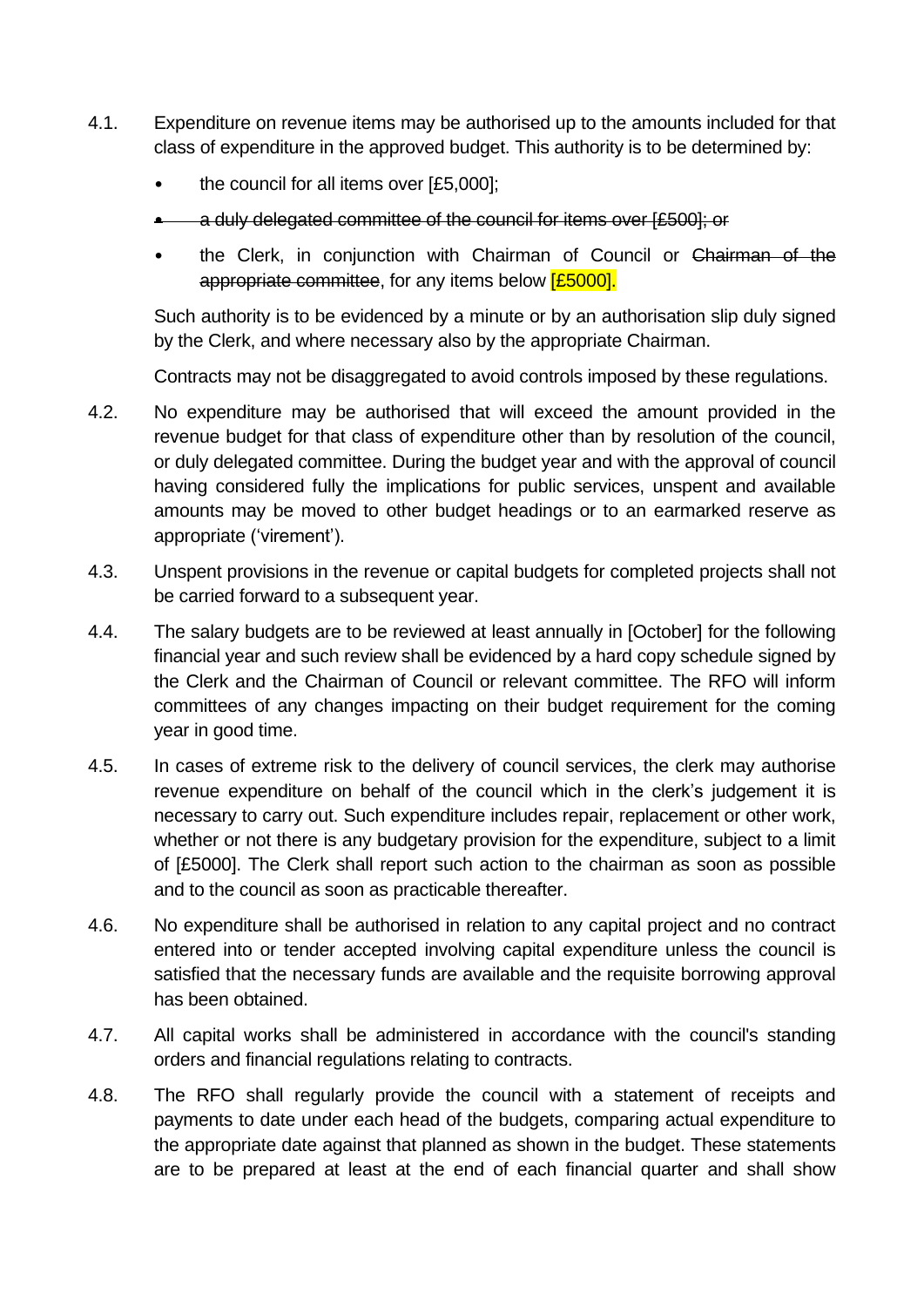4.1. Expenditure on revenue items may be authorised up to the amounts included for that class of expenditure in the approved budget. This authority is to be determined by:

- the council for all items over [£5,000];
- ~~a duly delegated committee of the council for items over [£500]; or~~
- the Clerk, in conjunction with Chairman of Council or ~~Chairman of the appropriate committee~~, for any items below [£5000].

Such authority is to be evidenced by a minute or by an authorisation slip duly signed by the Clerk, and where necessary also by the appropriate Chairman.

Contracts may not be disaggregated to avoid controls imposed by these regulations.

4.2. No expenditure may be authorised that will exceed the amount provided in the revenue budget for that class of expenditure other than by resolution of the council, or duly delegated committee. During the budget year and with the approval of council having considered fully the implications for public services, unspent and available amounts may be moved to other budget headings or to an earmarked reserve as appropriate ('virement').

4.3. Unspent provisions in the revenue or capital budgets for completed projects shall not be carried forward to a subsequent year.

4.4. The salary budgets are to be reviewed at least annually in [October] for the following financial year and such review shall be evidenced by a hard copy schedule signed by the Clerk and the Chairman of Council or relevant committee. The RFO will inform committees of any changes impacting on their budget requirement for the coming year in good time.

4.5. In cases of extreme risk to the delivery of council services, the clerk may authorise revenue expenditure on behalf of the council which in the clerk's judgement it is necessary to carry out. Such expenditure includes repair, replacement or other work, whether or not there is any budgetary provision for the expenditure, subject to a limit of [£5000]. The Clerk shall report such action to the chairman as soon as possible and to the council as soon as practicable thereafter.

4.6. No expenditure shall be authorised in relation to any capital project and no contract entered into or tender accepted involving capital expenditure unless the council is satisfied that the necessary funds are available and the requisite borrowing approval has been obtained.

4.7. All capital works shall be administered in accordance with the council's standing orders and financial regulations relating to contracts.

4.8. The RFO shall regularly provide the council with a statement of receipts and payments to date under each head of the budgets, comparing actual expenditure to the appropriate date against that planned as shown in the budget. These statements are to be prepared at least at the end of each financial quarter and shall show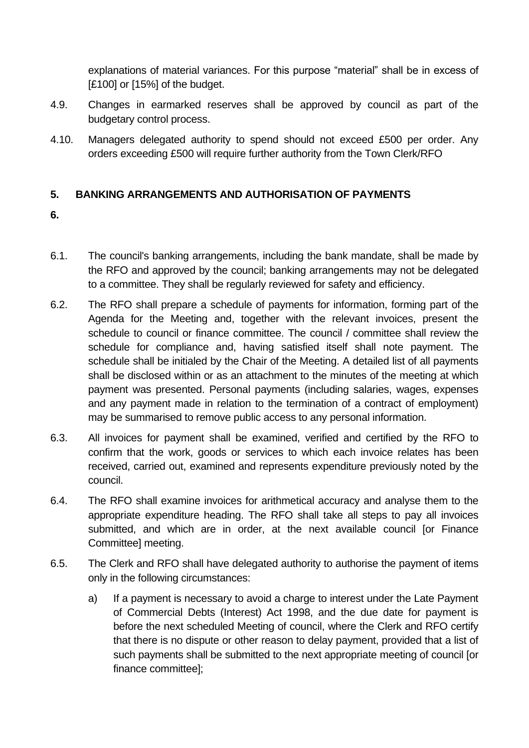explanations of material variances. For this purpose "material" shall be in excess of [£100] or [15%] of the budget.

4.9. Changes in earmarked reserves shall be approved by council as part of the budgetary control process.

4.10. Managers delegated authority to spend should not exceed £500 per order. Any orders exceeding £500 will require further authority from the Town Clerk/RFO

## 5. BANKING ARRANGEMENTS AND AUTHORISATION OF PAYMENTS

## 6.

6.1. The council's banking arrangements, including the bank mandate, shall be made by the RFO and approved by the council; banking arrangements may not be delegated to a committee. They shall be regularly reviewed for safety and efficiency.

6.2. The RFO shall prepare a schedule of payments for information, forming part of the Agenda for the Meeting and, together with the relevant invoices, present the schedule to council or finance committee. The council / committee shall review the schedule for compliance and, having satisfied itself shall note payment. The schedule shall be initialed by the Chair of the Meeting. A detailed list of all payments shall be disclosed within or as an attachment to the minutes of the meeting at which payment was presented. Personal payments (including salaries, wages, expenses and any payment made in relation to the termination of a contract of employment) may be summarised to remove public access to any personal information.

6.3. All invoices for payment shall be examined, verified and certified by the RFO to confirm that the work, goods or services to which each invoice relates has been received, carried out, examined and represents expenditure previously noted by the council.

6.4. The RFO shall examine invoices for arithmetical accuracy and analyse them to the appropriate expenditure heading. The RFO shall take all steps to pay all invoices submitted, and which are in order, at the next available council [or Finance Committee] meeting.

6.5. The Clerk and RFO shall have delegated authority to authorise the payment of items only in the following circumstances:

a) If a payment is necessary to avoid a charge to interest under the Late Payment of Commercial Debts (Interest) Act 1998, and the due date for payment is before the next scheduled Meeting of council, where the Clerk and RFO certify that there is no dispute or other reason to delay payment, provided that a list of such payments shall be submitted to the next appropriate meeting of council [or finance committee];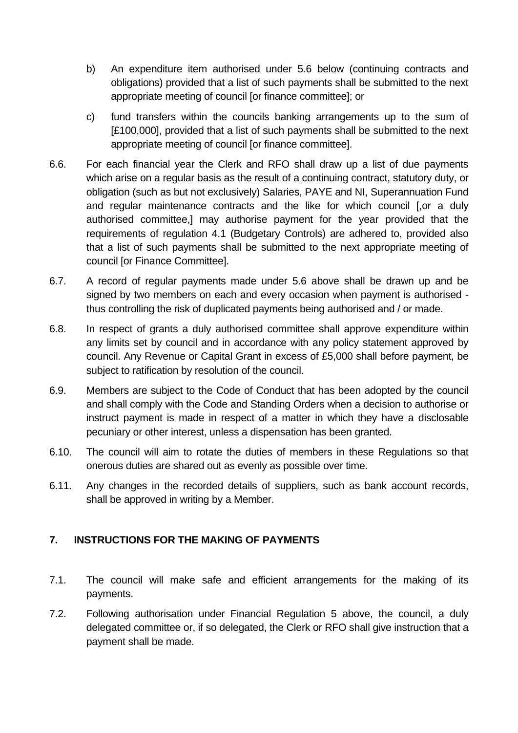b) An expenditure item authorised under 5.6 below (continuing contracts and obligations) provided that a list of such payments shall be submitted to the next appropriate meeting of council [or finance committee]; or

c) fund transfers within the councils banking arrangements up to the sum of [£100,000], provided that a list of such payments shall be submitted to the next appropriate meeting of council [or finance committee].

6.6. For each financial year the Clerk and RFO shall draw up a list of due payments which arise on a regular basis as the result of a continuing contract, statutory duty, or obligation (such as but not exclusively) Salaries, PAYE and NI, Superannuation Fund and regular maintenance contracts and the like for which council [,or a duly authorised committee,] may authorise payment for the year provided that the requirements of regulation 4.1 (Budgetary Controls) are adhered to, provided also that a list of such payments shall be submitted to the next appropriate meeting of council [or Finance Committee].

6.7. A record of regular payments made under 5.6 above shall be drawn up and be signed by two members on each and every occasion when payment is authorised - thus controlling the risk of duplicated payments being authorised and / or made.

6.8. In respect of grants a duly authorised committee shall approve expenditure within any limits set by council and in accordance with any policy statement approved by council. Any Revenue or Capital Grant in excess of £5,000 shall before payment, be subject to ratification by resolution of the council.

6.9. Members are subject to the Code of Conduct that has been adopted by the council and shall comply with the Code and Standing Orders when a decision to authorise or instruct payment is made in respect of a matter in which they have a disclosable pecuniary or other interest, unless a dispensation has been granted.

6.10. The council will aim to rotate the duties of members in these Regulations so that onerous duties are shared out as evenly as possible over time.

6.11. Any changes in the recorded details of suppliers, such as bank account records, shall be approved in writing by a Member.

## 7. INSTRUCTIONS FOR THE MAKING OF PAYMENTS

7.1. The council will make safe and efficient arrangements for the making of its payments.

7.2. Following authorisation under Financial Regulation 5 above, the council, a duly delegated committee or, if so delegated, the Clerk or RFO shall give instruction that a payment shall be made.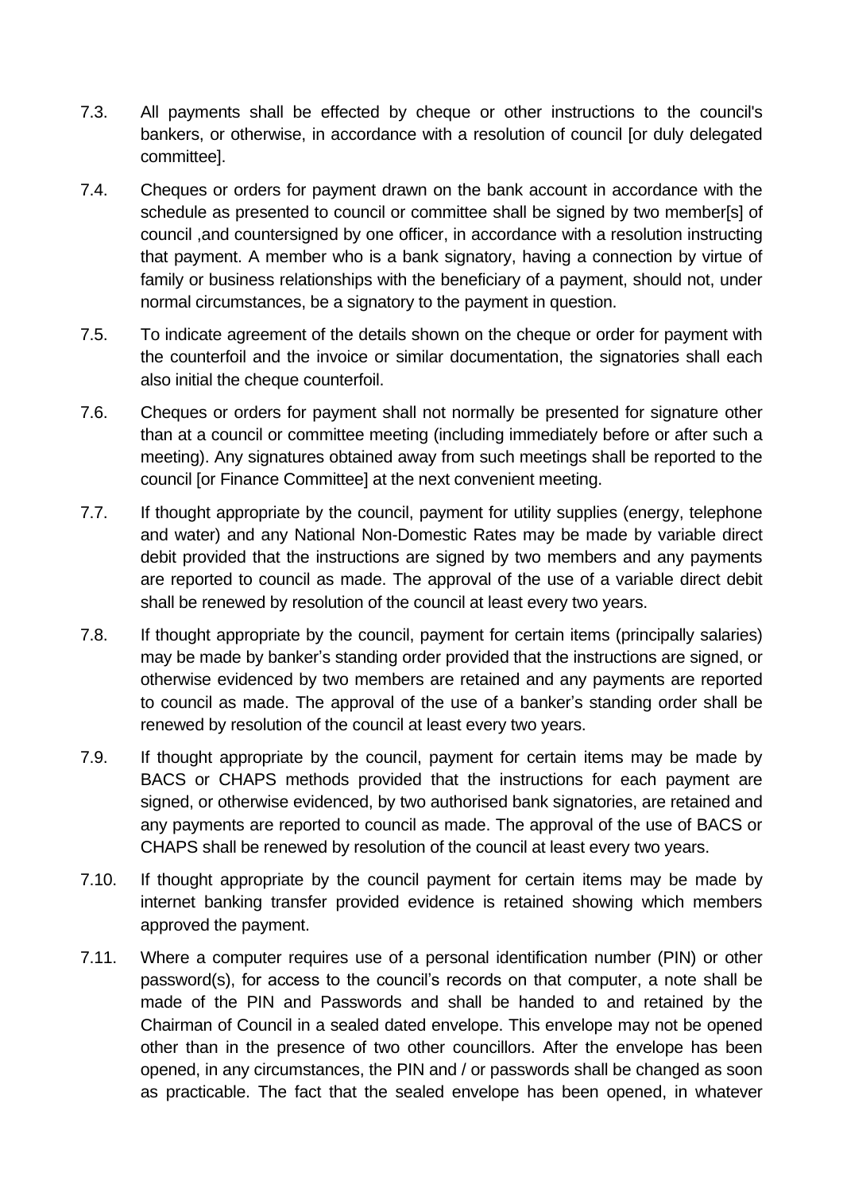7.3. All payments shall be effected by cheque or other instructions to the council's bankers, or otherwise, in accordance with a resolution of council [or duly delegated committee].

7.4. Cheques or orders for payment drawn on the bank account in accordance with the schedule as presented to council or committee shall be signed by two member[s] of council ,and countersigned by one officer, in accordance with a resolution instructing that payment. A member who is a bank signatory, having a connection by virtue of family or business relationships with the beneficiary of a payment, should not, under normal circumstances, be a signatory to the payment in question.

7.5. To indicate agreement of the details shown on the cheque or order for payment with the counterfoil and the invoice or similar documentation, the signatories shall each also initial the cheque counterfoil.

7.6. Cheques or orders for payment shall not normally be presented for signature other than at a council or committee meeting (including immediately before or after such a meeting). Any signatures obtained away from such meetings shall be reported to the council [or Finance Committee] at the next convenient meeting.

7.7. If thought appropriate by the council, payment for utility supplies (energy, telephone and water) and any National Non-Domestic Rates may be made by variable direct debit provided that the instructions are signed by two members and any payments are reported to council as made. The approval of the use of a variable direct debit shall be renewed by resolution of the council at least every two years.

7.8. If thought appropriate by the council, payment for certain items (principally salaries) may be made by banker's standing order provided that the instructions are signed, or otherwise evidenced by two members are retained and any payments are reported to council as made. The approval of the use of a banker's standing order shall be renewed by resolution of the council at least every two years.

7.9. If thought appropriate by the council, payment for certain items may be made by BACS or CHAPS methods provided that the instructions for each payment are signed, or otherwise evidenced, by two authorised bank signatories, are retained and any payments are reported to council as made. The approval of the use of BACS or CHAPS shall be renewed by resolution of the council at least every two years.

7.10. If thought appropriate by the council payment for certain items may be made by internet banking transfer provided evidence is retained showing which members approved the payment.

7.11. Where a computer requires use of a personal identification number (PIN) or other password(s), for access to the council's records on that computer, a note shall be made of the PIN and Passwords and shall be handed to and retained by the Chairman of Council in a sealed dated envelope. This envelope may not be opened other than in the presence of two other councillors. After the envelope has been opened, in any circumstances, the PIN and / or passwords shall be changed as soon as practicable. The fact that the sealed envelope has been opened, in whatever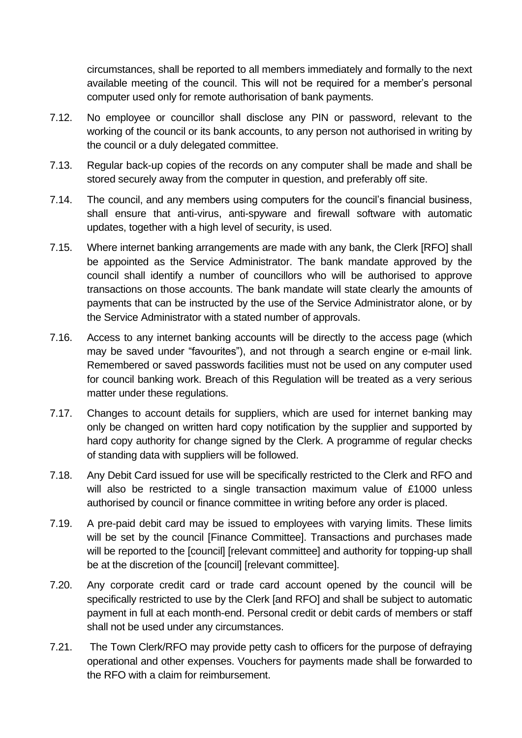circumstances, shall be reported to all members immediately and formally to the next available meeting of the council. This will not be required for a member's personal computer used only for remote authorisation of bank payments.

7.12. No employee or councillor shall disclose any PIN or password, relevant to the working of the council or its bank accounts, to any person not authorised in writing by the council or a duly delegated committee.

7.13. Regular back-up copies of the records on any computer shall be made and shall be stored securely away from the computer in question, and preferably off site.

7.14. The council, and any members using computers for the council's financial business, shall ensure that anti-virus, anti-spyware and firewall software with automatic updates, together with a high level of security, is used.

7.15. Where internet banking arrangements are made with any bank, the Clerk [RFO] shall be appointed as the Service Administrator. The bank mandate approved by the council shall identify a number of councillors who will be authorised to approve transactions on those accounts. The bank mandate will state clearly the amounts of payments that can be instructed by the use of the Service Administrator alone, or by the Service Administrator with a stated number of approvals.

7.16. Access to any internet banking accounts will be directly to the access page (which may be saved under "favourites"), and not through a search engine or e-mail link. Remembered or saved passwords facilities must not be used on any computer used for council banking work. Breach of this Regulation will be treated as a very serious matter under these regulations.

7.17. Changes to account details for suppliers, which are used for internet banking may only be changed on written hard copy notification by the supplier and supported by hard copy authority for change signed by the Clerk. A programme of regular checks of standing data with suppliers will be followed.

7.18. Any Debit Card issued for use will be specifically restricted to the Clerk and RFO and will also be restricted to a single transaction maximum value of £1000 unless authorised by council or finance committee in writing before any order is placed.

7.19. A pre-paid debit card may be issued to employees with varying limits. These limits will be set by the council [Finance Committee]. Transactions and purchases made will be reported to the [council] [relevant committee] and authority for topping-up shall be at the discretion of the [council] [relevant committee].

7.20. Any corporate credit card or trade card account opened by the council will be specifically restricted to use by the Clerk [and RFO] and shall be subject to automatic payment in full at each month-end. Personal credit or debit cards of members or staff shall not be used under any circumstances.

7.21. The Town Clerk/RFO may provide petty cash to officers for the purpose of defraying operational and other expenses. Vouchers for payments made shall be forwarded to the RFO with a claim for reimbursement.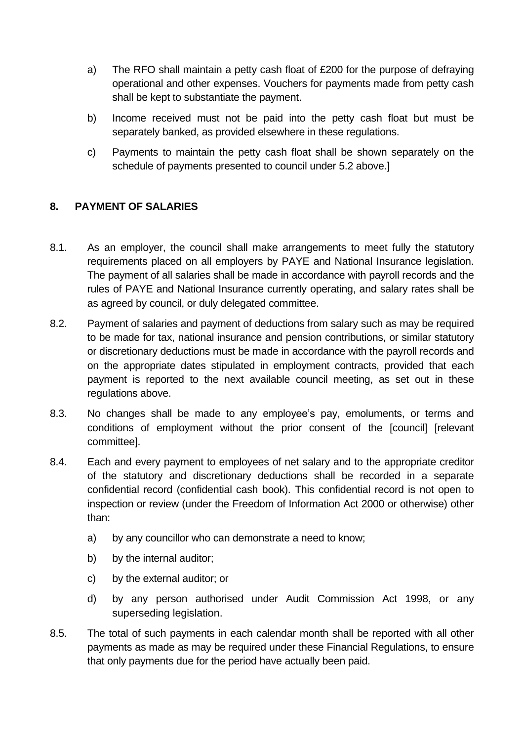a) The RFO shall maintain a petty cash float of £200 for the purpose of defraying operational and other expenses. Vouchers for payments made from petty cash shall be kept to substantiate the payment.

b) Income received must not be paid into the petty cash float but must be separately banked, as provided elsewhere in these regulations.

c) Payments to maintain the petty cash float shall be shown separately on the schedule of payments presented to council under 5.2 above.]

## 8. PAYMENT OF SALARIES

8.1. As an employer, the council shall make arrangements to meet fully the statutory requirements placed on all employers by PAYE and National Insurance legislation. The payment of all salaries shall be made in accordance with payroll records and the rules of PAYE and National Insurance currently operating, and salary rates shall be as agreed by council, or duly delegated committee.

8.2. Payment of salaries and payment of deductions from salary such as may be required to be made for tax, national insurance and pension contributions, or similar statutory or discretionary deductions must be made in accordance with the payroll records and on the appropriate dates stipulated in employment contracts, provided that each payment is reported to the next available council meeting, as set out in these regulations above.

8.3. No changes shall be made to any employee's pay, emoluments, or terms and conditions of employment without the prior consent of the [council] [relevant committee].

8.4. Each and every payment to employees of net salary and to the appropriate creditor of the statutory and discretionary deductions shall be recorded in a separate confidential record (confidential cash book). This confidential record is not open to inspection or review (under the Freedom of Information Act 2000 or otherwise) other than:

a) by any councillor who can demonstrate a need to know;

b) by the internal auditor;

c) by the external auditor; or

d) by any person authorised under Audit Commission Act 1998, or any superseding legislation.

8.5. The total of such payments in each calendar month shall be reported with all other payments as made as may be required under these Financial Regulations, to ensure that only payments due for the period have actually been paid.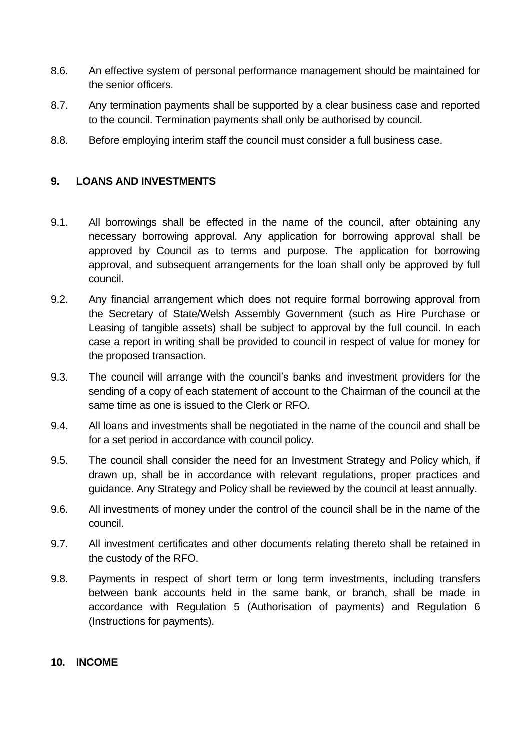8.6. An effective system of personal performance management should be maintained for the senior officers.

8.7. Any termination payments shall be supported by a clear business case and reported to the council. Termination payments shall only be authorised by council.

8.8. Before employing interim staff the council must consider a full business case.

## 9. LOANS AND INVESTMENTS

9.1. All borrowings shall be effected in the name of the council, after obtaining any necessary borrowing approval. Any application for borrowing approval shall be approved by Council as to terms and purpose. The application for borrowing approval, and subsequent arrangements for the loan shall only be approved by full council.

9.2. Any financial arrangement which does not require formal borrowing approval from the Secretary of State/Welsh Assembly Government (such as Hire Purchase or Leasing of tangible assets) shall be subject to approval by the full council. In each case a report in writing shall be provided to council in respect of value for money for the proposed transaction.

9.3. The council will arrange with the council's banks and investment providers for the sending of a copy of each statement of account to the Chairman of the council at the same time as one is issued to the Clerk or RFO.

9.4. All loans and investments shall be negotiated in the name of the council and shall be for a set period in accordance with council policy.

9.5. The council shall consider the need for an Investment Strategy and Policy which, if drawn up, shall be in accordance with relevant regulations, proper practices and guidance. Any Strategy and Policy shall be reviewed by the council at least annually.

9.6. All investments of money under the control of the council shall be in the name of the council.

9.7. All investment certificates and other documents relating thereto shall be retained in the custody of the RFO.

9.8. Payments in respect of short term or long term investments, including transfers between bank accounts held in the same bank, or branch, shall be made in accordance with Regulation 5 (Authorisation of payments) and Regulation 6 (Instructions for payments).

## 10. INCOME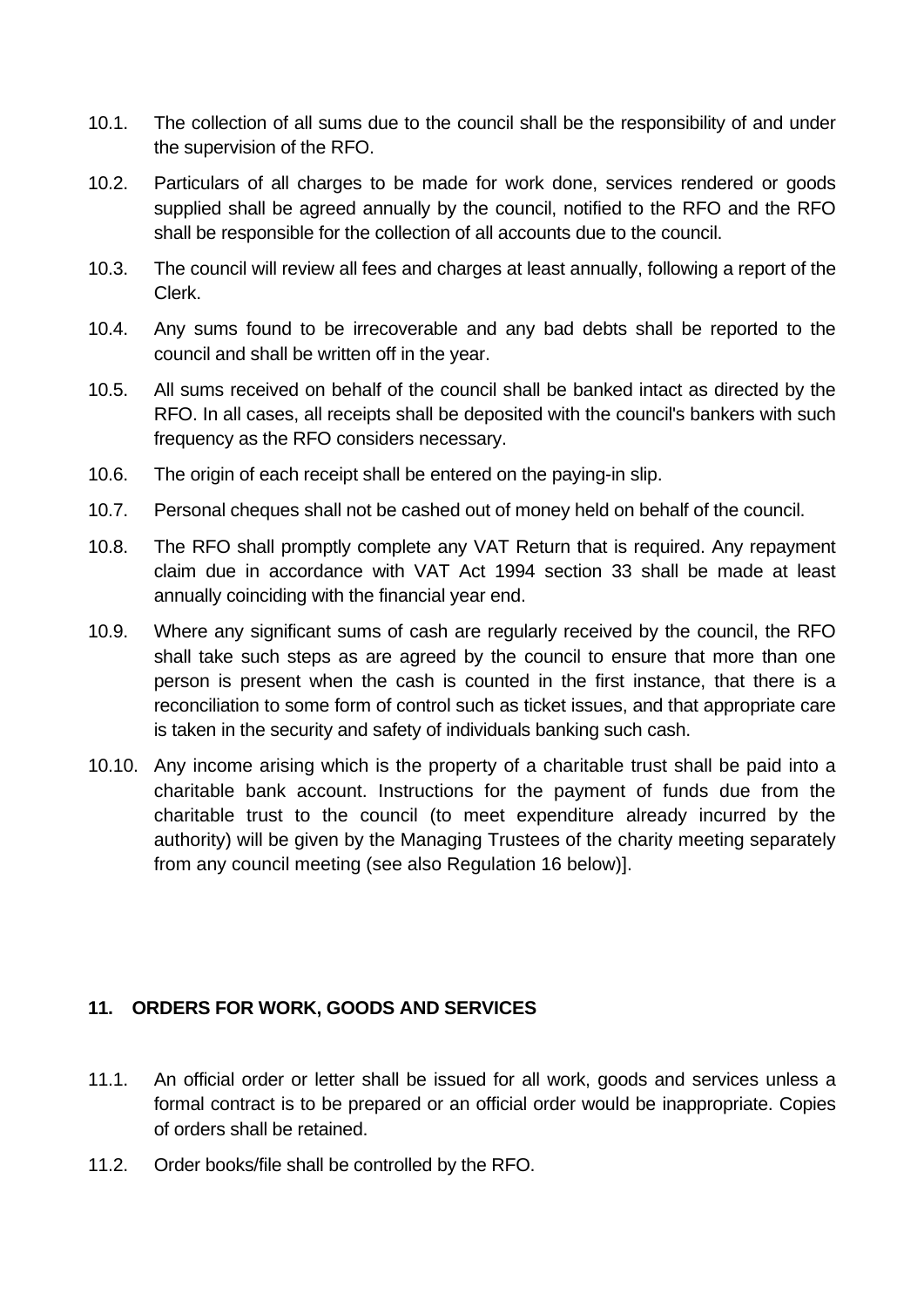10.1. The collection of all sums due to the council shall be the responsibility of and under the supervision of the RFO.

10.2. Particulars of all charges to be made for work done, services rendered or goods supplied shall be agreed annually by the council, notified to the RFO and the RFO shall be responsible for the collection of all accounts due to the council.

10.3. The council will review all fees and charges at least annually, following a report of the Clerk.

10.4. Any sums found to be irrecoverable and any bad debts shall be reported to the council and shall be written off in the year.

10.5. All sums received on behalf of the council shall be banked intact as directed by the RFO. In all cases, all receipts shall be deposited with the council's bankers with such frequency as the RFO considers necessary.

10.6. The origin of each receipt shall be entered on the paying-in slip.

10.7. Personal cheques shall not be cashed out of money held on behalf of the council.

10.8. The RFO shall promptly complete any VAT Return that is required. Any repayment claim due in accordance with VAT Act 1994 section 33 shall be made at least annually coinciding with the financial year end.

10.9. Where any significant sums of cash are regularly received by the council, the RFO shall take such steps as are agreed by the council to ensure that more than one person is present when the cash is counted in the first instance, that there is a reconciliation to some form of control such as ticket issues, and that appropriate care is taken in the security and safety of individuals banking such cash.

10.10. Any income arising which is the property of a charitable trust shall be paid into a charitable bank account. Instructions for the payment of funds due from the charitable trust to the council (to meet expenditure already incurred by the authority) will be given by the Managing Trustees of the charity meeting separately from any council meeting (see also Regulation 16 below)].

## 11. ORDERS FOR WORK, GOODS AND SERVICES

11.1. An official order or letter shall be issued for all work, goods and services unless a formal contract is to be prepared or an official order would be inappropriate. Copies of orders shall be retained.

11.2. Order books/file shall be controlled by the RFO.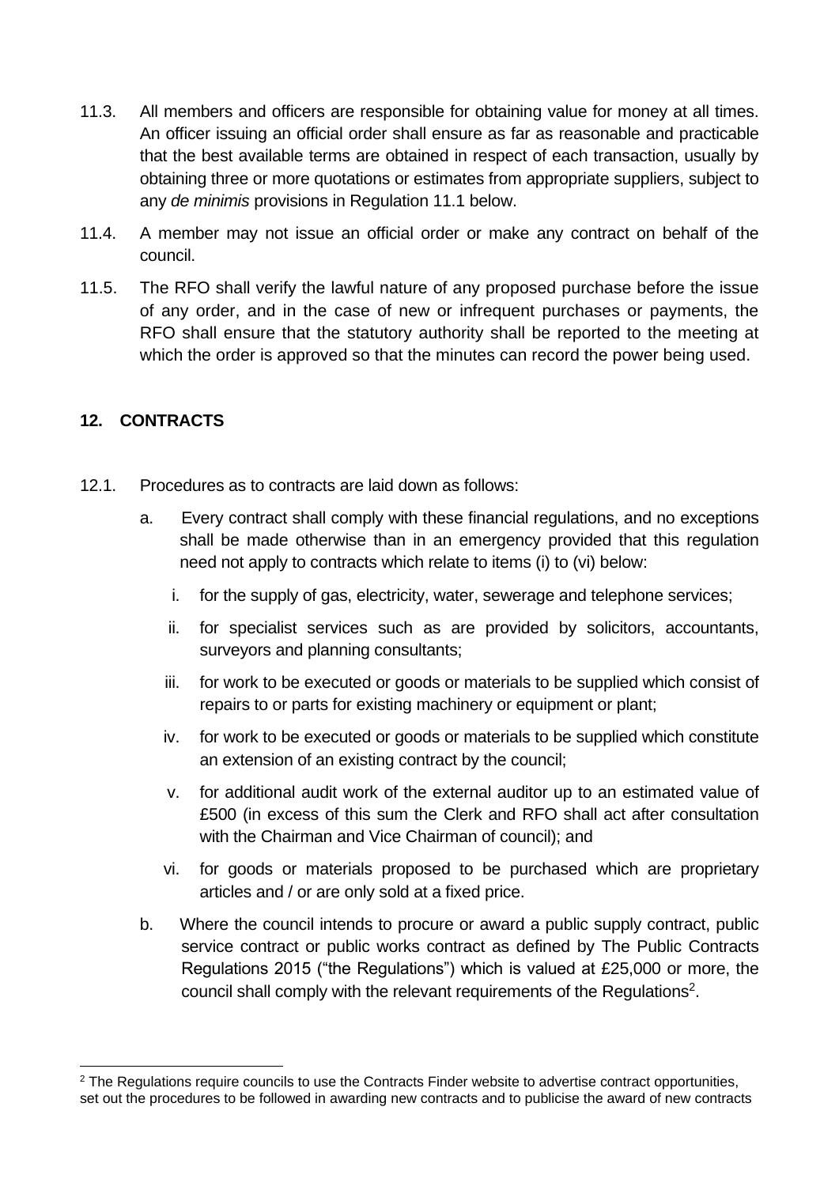11.3. All members and officers are responsible for obtaining value for money at all times. An officer issuing an official order shall ensure as far as reasonable and practicable that the best available terms are obtained in respect of each transaction, usually by obtaining three or more quotations or estimates from appropriate suppliers, subject to any *de minimis* provisions in Regulation 11.1 below.

11.4. A member may not issue an official order or make any contract on behalf of the council.

11.5. The RFO shall verify the lawful nature of any proposed purchase before the issue of any order, and in the case of new or infrequent purchases or payments, the RFO shall ensure that the statutory authority shall be reported to the meeting at which the order is approved so that the minutes can record the power being used.

## 12. CONTRACTS

12.1. Procedures as to contracts are laid down as follows:

a. Every contract shall comply with these financial regulations, and no exceptions shall be made otherwise than in an emergency provided that this regulation need not apply to contracts which relate to items (i) to (vi) below:

   i. for the supply of gas, electricity, water, sewerage and telephone services;

   ii. for specialist services such as are provided by solicitors, accountants, surveyors and planning consultants;

   iii. for work to be executed or goods or materials to be supplied which consist of repairs to or parts for existing machinery or equipment or plant;

   iv. for work to be executed or goods or materials to be supplied which constitute an extension of an existing contract by the council;

   v. for additional audit work of the external auditor up to an estimated value of £500 (in excess of this sum the Clerk and RFO shall act after consultation with the Chairman and Vice Chairman of council); and

   vi. for goods or materials proposed to be purchased which are proprietary articles and / or are only sold at a fixed price.

b. Where the council intends to procure or award a public supply contract, public service contract or public works contract as defined by The Public Contracts Regulations 2015 ("the Regulations") which is valued at £25,000 or more, the council shall comply with the relevant requirements of the Regulations[2].

---

[2] The Regulations require councils to use the Contracts Finder website to advertise contract opportunities, set out the procedures to be followed in awarding new contracts and to publicise the award of new contracts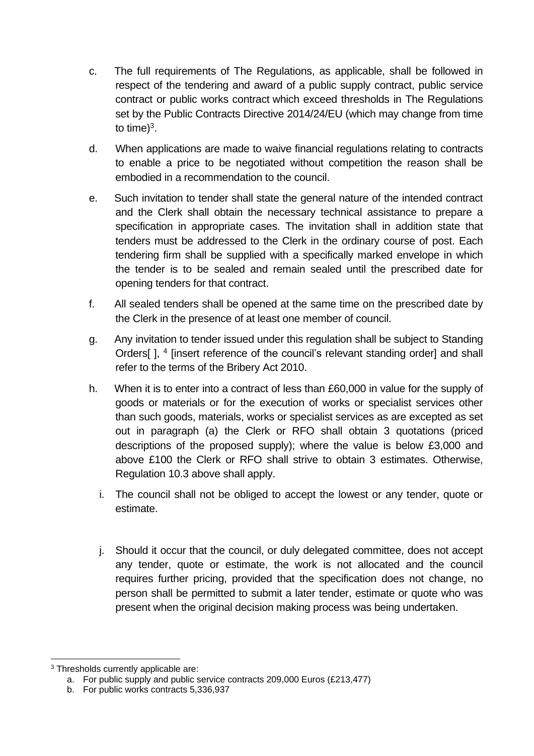c. The full requirements of The Regulations, as applicable, shall be followed in respect of the tendering and award of a public supply contract, public service contract or public works contract which exceed thresholds in The Regulations set by the Public Contracts Directive 2014/24/EU (which may change from time to time)[3].

d. When applications are made to waive financial regulations relating to contracts to enable a price to be negotiated without competition the reason shall be embodied in a recommendation to the council.

e. Such invitation to tender shall state the general nature of the intended contract and the Clerk shall obtain the necessary technical assistance to prepare a specification in appropriate cases. The invitation shall in addition state that tenders must be addressed to the Clerk in the ordinary course of post. Each tendering firm shall be supplied with a specifically marked envelope in which the tender is to be sealed and remain sealed until the prescribed date for opening tenders for that contract.

f. All sealed tenders shall be opened at the same time on the prescribed date by the Clerk in the presence of at least one member of council.

g. Any invitation to tender issued under this regulation shall be subject to Standing Orders[ ], [4] [insert reference of the council's relevant standing order] and shall refer to the terms of the Bribery Act 2010.

h. When it is to enter into a contract of less than £60,000 in value for the supply of goods or materials or for the execution of works or specialist services other than such goods, materials, works or specialist services as are excepted as set out in paragraph (a) the Clerk or RFO shall obtain 3 quotations (priced descriptions of the proposed supply); where the value is below £3,000 and above £100 the Clerk or RFO shall strive to obtain 3 estimates. Otherwise, Regulation 10.3 above shall apply.

i. The council shall not be obliged to accept the lowest or any tender, quote or estimate.

j. Should it occur that the council, or duly delegated committee, does not accept any tender, quote or estimate, the work is not allocated and the council requires further pricing, provided that the specification does not change, no person shall be permitted to submit a later tender, estimate or quote who was present when the original decision making process was being undertaken.

---

[3] Thresholds currently applicable are:

a. For public supply and public service contracts 209,000 Euros (£213,477)
b. For public works contracts 5,336,937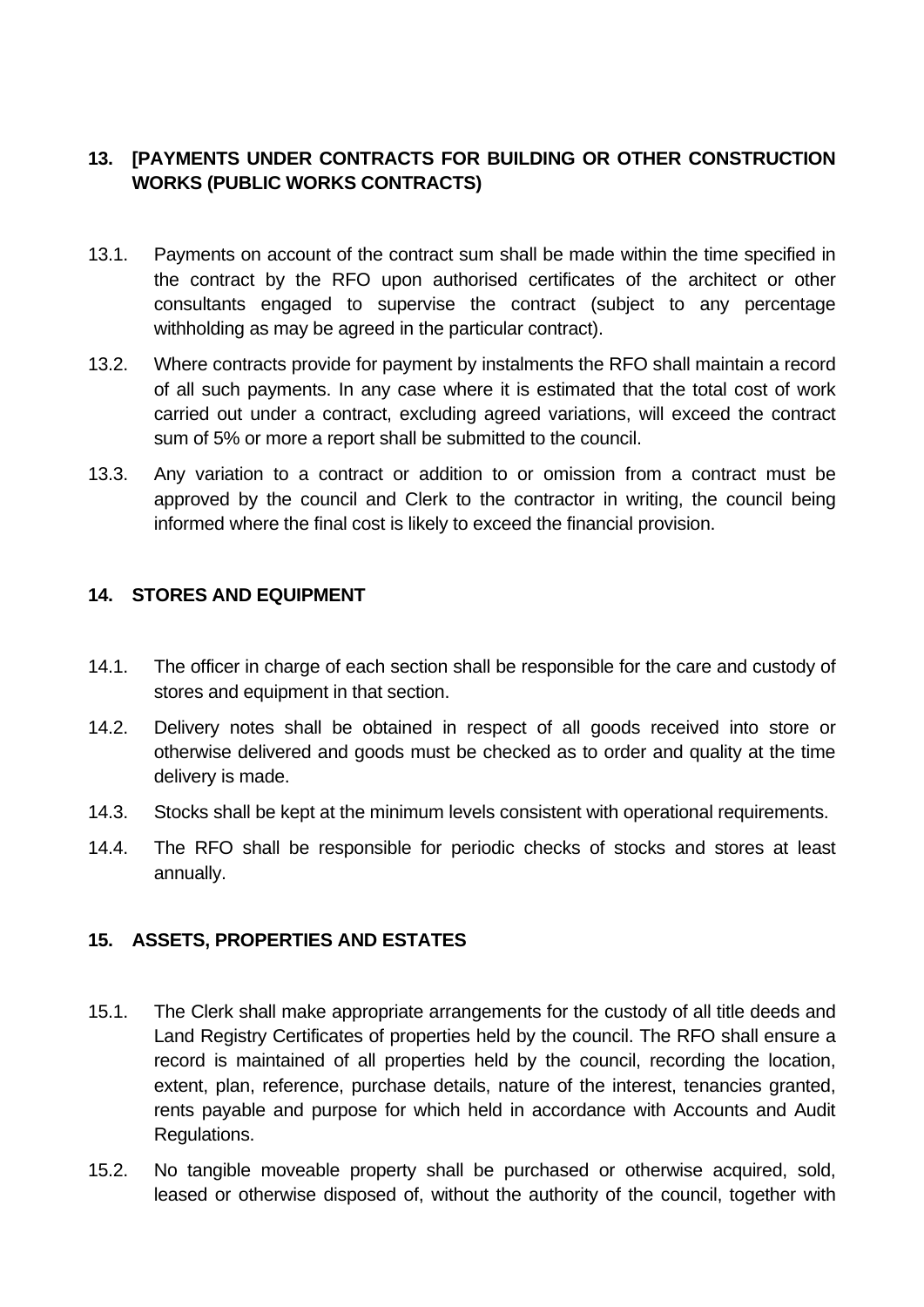## 13. [PAYMENTS UNDER CONTRACTS FOR BUILDING OR OTHER CONSTRUCTION WORKS (PUBLIC WORKS CONTRACTS)

13.1. Payments on account of the contract sum shall be made within the time specified in the contract by the RFO upon authorised certificates of the architect or other consultants engaged to supervise the contract (subject to any percentage withholding as may be agreed in the particular contract).

13.2. Where contracts provide for payment by instalments the RFO shall maintain a record of all such payments. In any case where it is estimated that the total cost of work carried out under a contract, excluding agreed variations, will exceed the contract sum of 5% or more a report shall be submitted to the council.

13.3. Any variation to a contract or addition to or omission from a contract must be approved by the council and Clerk to the contractor in writing, the council being informed where the final cost is likely to exceed the financial provision.

## 14. STORES AND EQUIPMENT

14.1. The officer in charge of each section shall be responsible for the care and custody of stores and equipment in that section.

14.2. Delivery notes shall be obtained in respect of all goods received into store or otherwise delivered and goods must be checked as to order and quality at the time delivery is made.

14.3. Stocks shall be kept at the minimum levels consistent with operational requirements.

14.4. The RFO shall be responsible for periodic checks of stocks and stores at least annually.

## 15. ASSETS, PROPERTIES AND ESTATES

15.1. The Clerk shall make appropriate arrangements for the custody of all title deeds and Land Registry Certificates of properties held by the council. The RFO shall ensure a record is maintained of all properties held by the council, recording the location, extent, plan, reference, purchase details, nature of the interest, tenancies granted, rents payable and purpose for which held in accordance with Accounts and Audit Regulations.

15.2. No tangible moveable property shall be purchased or otherwise acquired, sold, leased or otherwise disposed of, without the authority of the council, together with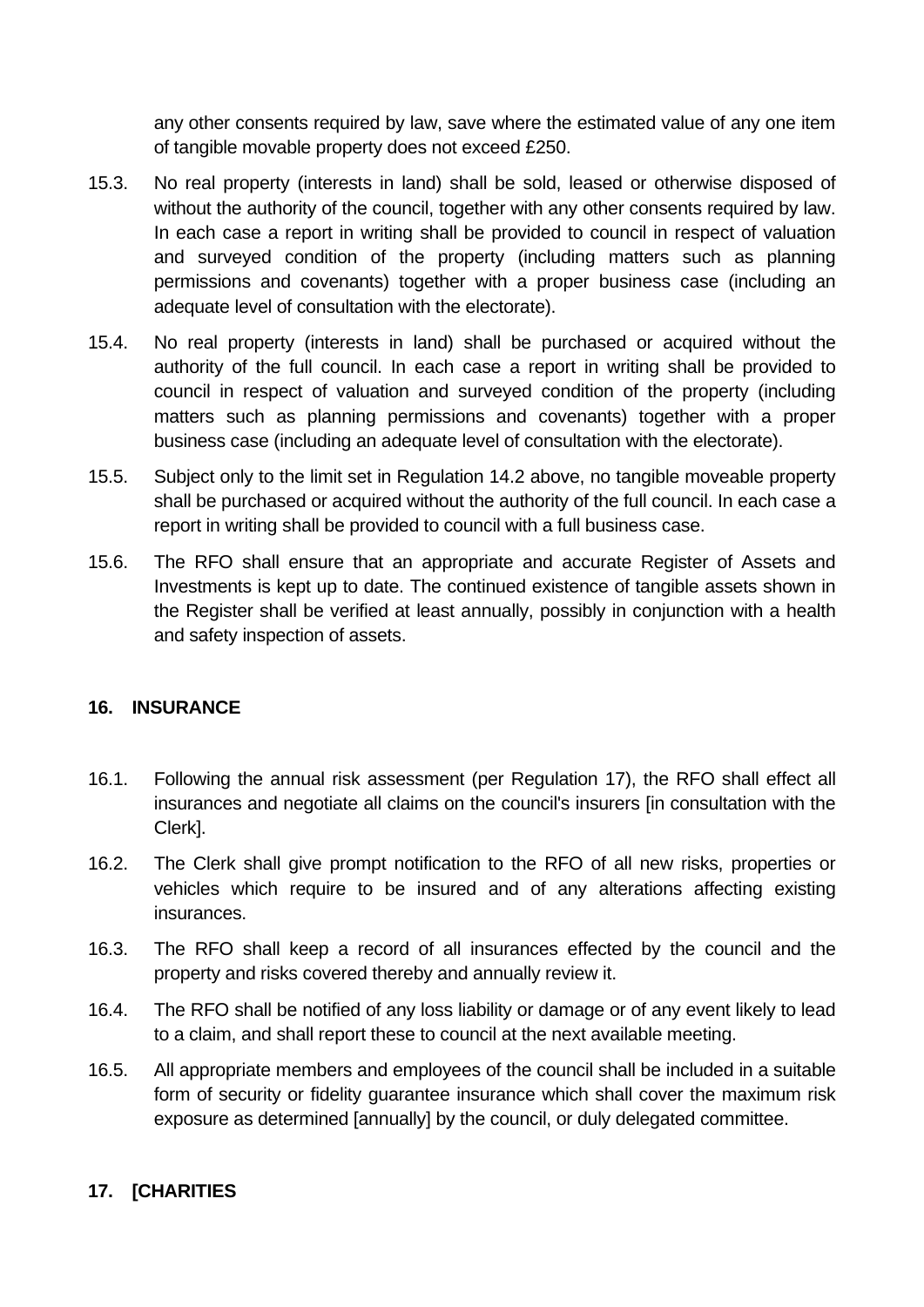any other consents required by law, save where the estimated value of any one item of tangible movable property does not exceed £250.

15.3. No real property (interests in land) shall be sold, leased or otherwise disposed of without the authority of the council, together with any other consents required by law. In each case a report in writing shall be provided to council in respect of valuation and surveyed condition of the property (including matters such as planning permissions and covenants) together with a proper business case (including an adequate level of consultation with the electorate).

15.4. No real property (interests in land) shall be purchased or acquired without the authority of the full council. In each case a report in writing shall be provided to council in respect of valuation and surveyed condition of the property (including matters such as planning permissions and covenants) together with a proper business case (including an adequate level of consultation with the electorate).

15.5. Subject only to the limit set in Regulation 14.2 above, no tangible moveable property shall be purchased or acquired without the authority of the full council. In each case a report in writing shall be provided to council with a full business case.

15.6. The RFO shall ensure that an appropriate and accurate Register of Assets and Investments is kept up to date. The continued existence of tangible assets shown in the Register shall be verified at least annually, possibly in conjunction with a health and safety inspection of assets.

## 16. INSURANCE

16.1. Following the annual risk assessment (per Regulation 17), the RFO shall effect all insurances and negotiate all claims on the council's insurers [in consultation with the Clerk].

16.2. The Clerk shall give prompt notification to the RFO of all new risks, properties or vehicles which require to be insured and of any alterations affecting existing insurances.

16.3. The RFO shall keep a record of all insurances effected by the council and the property and risks covered thereby and annually review it.

16.4. The RFO shall be notified of any loss liability or damage or of any event likely to lead to a claim, and shall report these to council at the next available meeting.

16.5. All appropriate members and employees of the council shall be included in a suitable form of security or fidelity guarantee insurance which shall cover the maximum risk exposure as determined [annually] by the council, or duly delegated committee.

## 17. [CHARITIES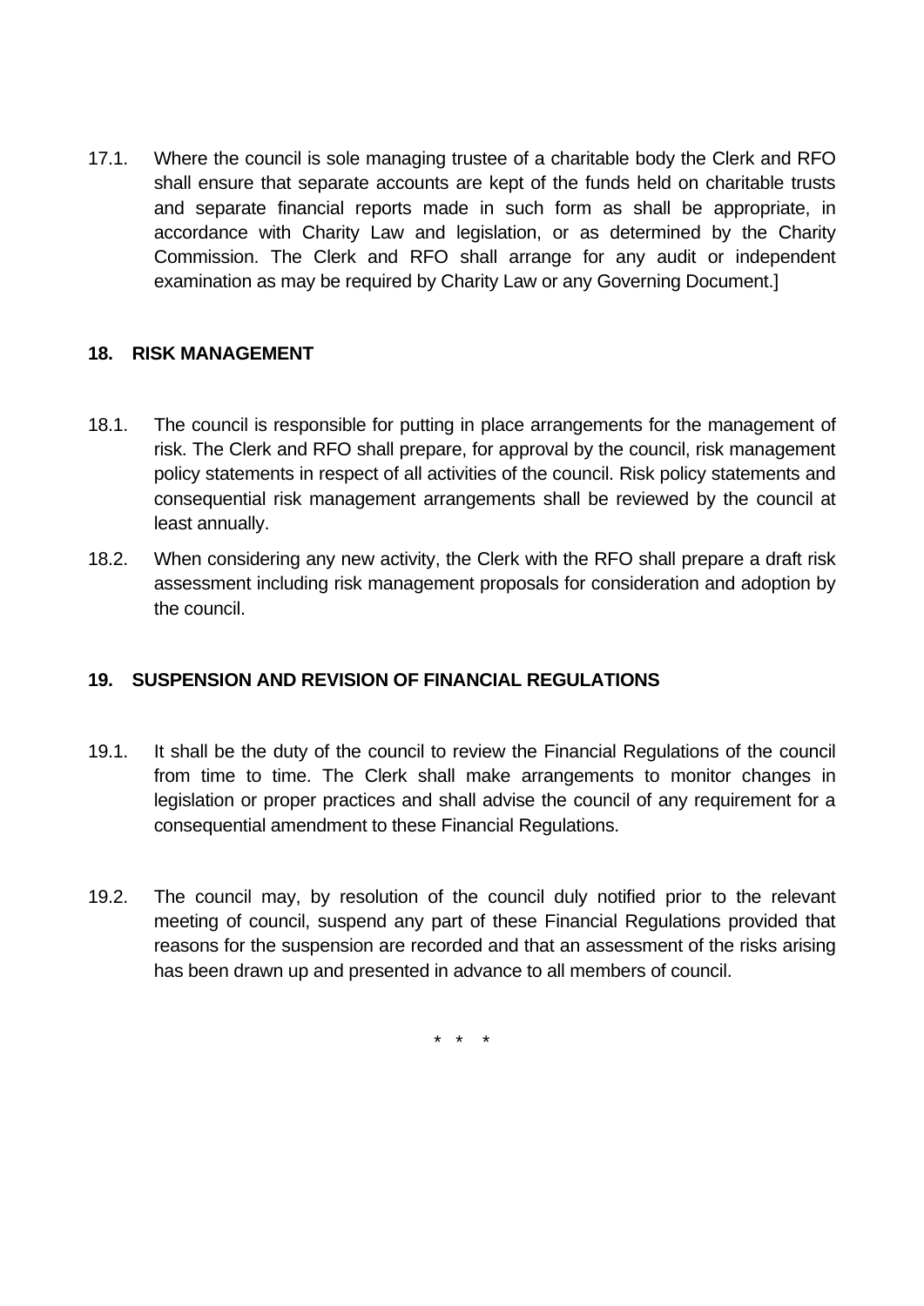17.1. Where the council is sole managing trustee of a charitable body the Clerk and RFO shall ensure that separate accounts are kept of the funds held on charitable trusts and separate financial reports made in such form as shall be appropriate, in accordance with Charity Law and legislation, or as determined by the Charity Commission. The Clerk and RFO shall arrange for any audit or independent examination as may be required by Charity Law or any Governing Document.]

## 18. RISK MANAGEMENT

18.1. The council is responsible for putting in place arrangements for the management of risk. The Clerk and RFO shall prepare, for approval by the council, risk management policy statements in respect of all activities of the council. Risk policy statements and consequential risk management arrangements shall be reviewed by the council at least annually.

18.2. When considering any new activity, the Clerk with the RFO shall prepare a draft risk assessment including risk management proposals for consideration and adoption by the council.

## 19. SUSPENSION AND REVISION OF FINANCIAL REGULATIONS

19.1. It shall be the duty of the council to review the Financial Regulations of the council from time to time. The Clerk shall make arrangements to monitor changes in legislation or proper practices and shall advise the council of any requirement for a consequential amendment to these Financial Regulations.

19.2. The council may, by resolution of the council duly notified prior to the relevant meeting of council, suspend any part of these Financial Regulations provided that reasons for the suspension are recorded and that an assessment of the risks arising has been drawn up and presented in advance to all members of council.

\* \* \*